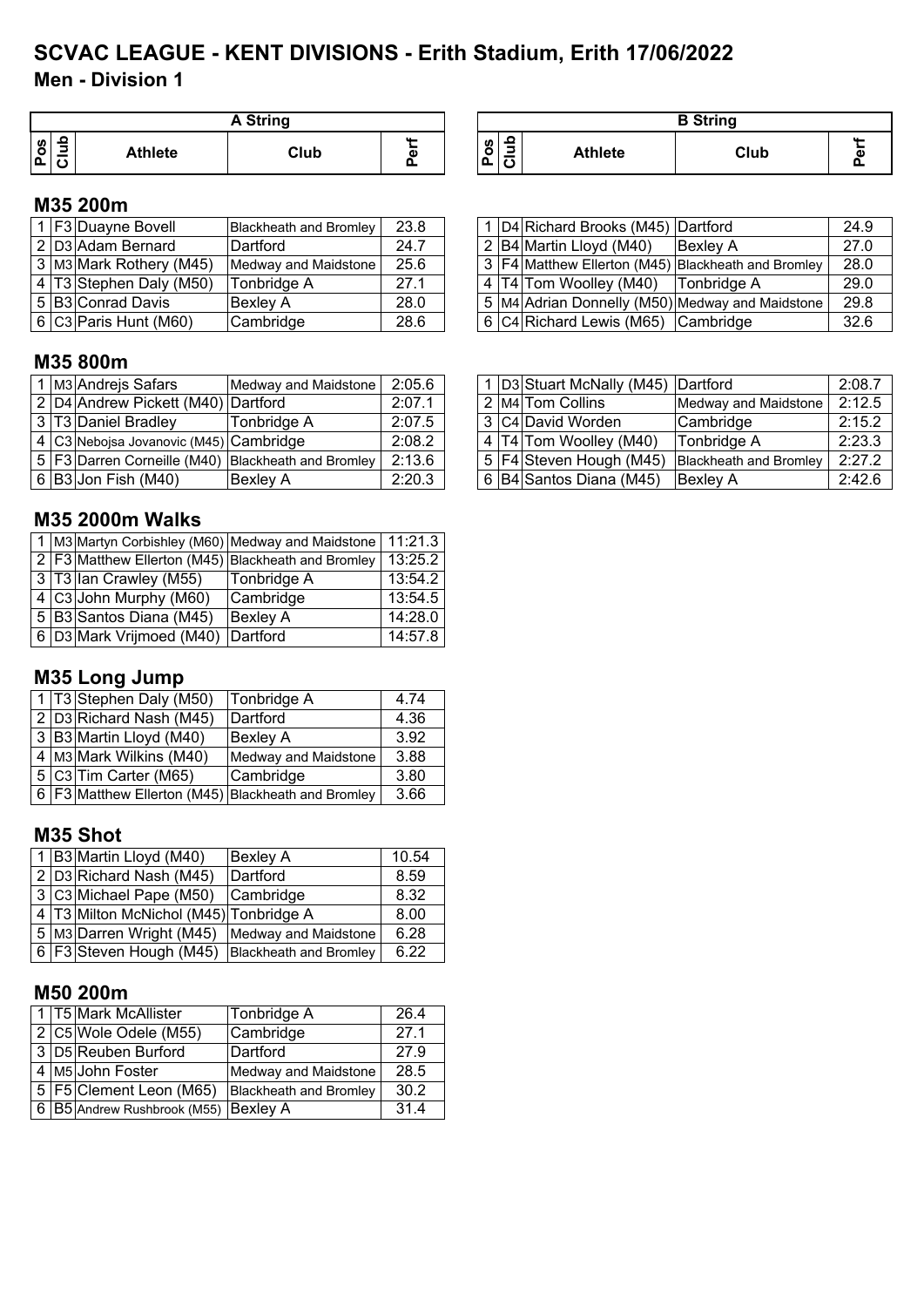# SCVAC LEAGUE - KENT DIVISIONS - Erith Stadium, Erith 17/06/2022

## Men - Division 1

### M35 200m

**A String**

| Pos | Club | Athlete | Club | Perf |
|---|---|---|---|---|
| 1 | F3 | Duayne Bovell | Blackheath and Bromley | 23.8 |
| 2 | D3 | Adam Bernard | Dartford | 24.7 |
| 3 | M3 | Mark Rothery (M45) | Medway and Maidstone | 25.6 |
| 4 | T3 | Stephen Daly (M50) | Tonbridge A | 27.1 |
| 5 | B3 | Conrad Davis | Bexley A | 28.0 |
| 6 | C3 | Paris Hunt (M60) | Cambridge | 28.6 |

**B String**

| Pos | Club | Athlete | Club | Perf |
|---|---|---|---|---|
| 1 | D4 | Richard Brooks (M45) | Dartford | 24.9 |
| 2 | B4 | Martin Lloyd (M40) | Bexley A | 27.0 |
| 3 | F4 | Matthew Ellerton (M45) | Blackheath and Bromley | 28.0 |
| 4 | T4 | Tom Woolley (M40) | Tonbridge A | 29.0 |
| 5 | M4 | Adrian Donnelly (M50) | Medway and Maidstone | 29.8 |
| 6 | C4 | Richard Lewis (M65) | Cambridge | 32.6 |

### M35 800m

**A String**

| Pos | Club | Athlete | Club | Perf |
|---|---|---|---|---|
| 1 | M3 | Andrejs Safars | Medway and Maidstone | 2:05.6 |
| 2 | D4 | Andrew Pickett (M40) | Dartford | 2:07.1 |
| 3 | T3 | Daniel Bradley | Tonbridge A | 2:07.5 |
| 4 | C3 | Nebojsa Jovanovic (M45) | Cambridge | 2:08.2 |
| 5 | F3 | Darren Corneille (M40) | Blackheath and Bromley | 2:13.6 |
| 6 | B3 | Jon Fish (M40) | Bexley A | 2:20.3 |

**B String**

| Pos | Club | Athlete | Club | Perf |
|---|---|---|---|---|
| 1 | D3 | Stuart McNally (M45) | Dartford | 2:08.7 |
| 2 | M4 | Tom Collins | Medway and Maidstone | 2:12.5 |
| 3 | C4 | David Worden | Cambridge | 2:15.2 |
| 4 | T4 | Tom Woolley (M40) | Tonbridge A | 2:23.3 |
| 5 | F4 | Steven Hough (M45) | Blackheath and Bromley | 2:27.2 |
| 6 | B4 | Santos Diana (M45) | Bexley A | 2:42.6 |

### M35 2000m Walks

| Pos | Club | Athlete | Club | Perf |
|---|---|---|---|---|
| 1 | M3 | Martyn Corbishley (M60) | Medway and Maidstone | 11:21.3 |
| 2 | F3 | Matthew Ellerton (M45) | Blackheath and Bromley | 13:25.2 |
| 3 | T3 | Ian Crawley (M55) | Tonbridge A | 13:54.2 |
| 4 | C3 | John Murphy (M60) | Cambridge | 13:54.5 |
| 5 | B3 | Santos Diana (M45) | Bexley A | 14:28.0 |
| 6 | D3 | Mark Vrijmoed (M40) | Dartford | 14:57.8 |

### M35 Long Jump

| Pos | Club | Athlete | Club | Perf |
|---|---|---|---|---|
| 1 | T3 | Stephen Daly (M50) | Tonbridge A | 4.74 |
| 2 | D3 | Richard Nash (M45) | Dartford | 4.36 |
| 3 | B3 | Martin Lloyd (M40) | Bexley A | 3.92 |
| 4 | M3 | Mark Wilkins (M40) | Medway and Maidstone | 3.88 |
| 5 | C3 | Tim Carter (M65) | Cambridge | 3.80 |
| 6 | F3 | Matthew Ellerton (M45) | Blackheath and Bromley | 3.66 |

### M35 Shot

| Pos | Club | Athlete | Club | Perf |
|---|---|---|---|---|
| 1 | B3 | Martin Lloyd (M40) | Bexley A | 10.54 |
| 2 | D3 | Richard Nash (M45) | Dartford | 8.59 |
| 3 | C3 | Michael Pape (M50) | Cambridge | 8.32 |
| 4 | T3 | Milton McNichol (M45) | Tonbridge A | 8.00 |
| 5 | M3 | Darren Wright (M45) | Medway and Maidstone | 6.28 |
| 6 | F3 | Steven Hough (M45) | Blackheath and Bromley | 6.22 |

### M50 200m

| Pos | Club | Athlete | Club | Perf |
|---|---|---|---|---|
| 1 | T5 | Mark McAllister | Tonbridge A | 26.4 |
| 2 | C5 | Wole Odele (M55) | Cambridge | 27.1 |
| 3 | D5 | Reuben Burford | Dartford | 27.9 |
| 4 | M5 | John Foster | Medway and Maidstone | 28.5 |
| 5 | F5 | Clement Leon (M65) | Blackheath and Bromley | 30.2 |
| 6 | B5 | Andrew Rushbrook (M55) | Bexley A | 31.4 |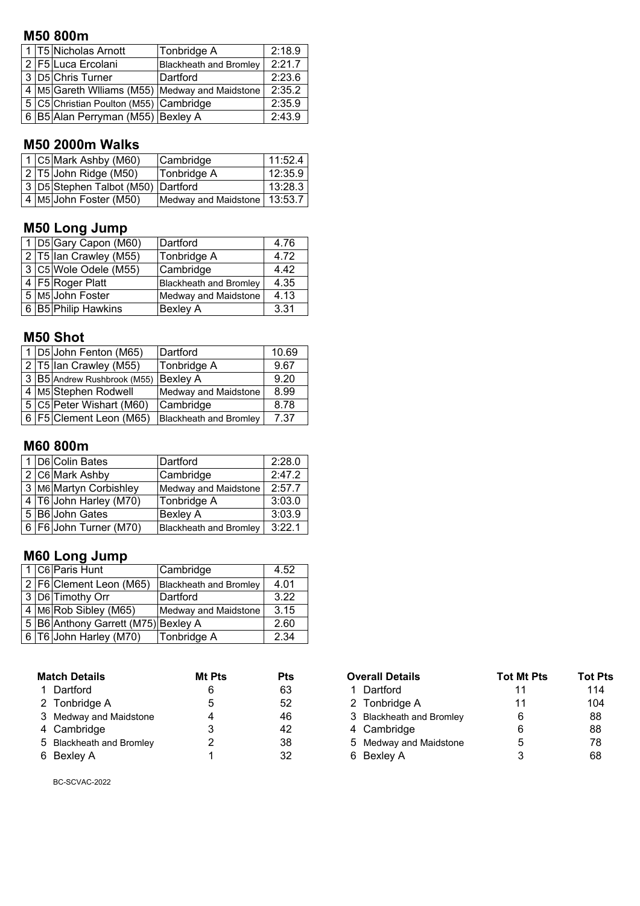## M50 800m

| | | | | |
|---|---|---|---|---|
| 1 | T5 | Nicholas Arnott | Tonbridge A | 2:18.9 |
| 2 | F5 | Luca Ercolani | Blackheath and Bromley | 2:21.7 |
| 3 | D5 | Chris Turner | Dartford | 2:23.6 |
| 4 | M5 | Gareth Wlliams (M55) | Medway and Maidstone | 2:35.2 |
| 5 | C5 | Christian Poulton (M55) | Cambridge | 2:35.9 |
| 6 | B5 | Alan Perryman (M55) | Bexley A | 2:43.9 |

## M50 2000m Walks

| | | | | |
|---|---|---|---|---|
| 1 | C5 | Mark Ashby (M60) | Cambridge | 11:52.4 |
| 2 | T5 | John Ridge (M50) | Tonbridge A | 12:35.9 |
| 3 | D5 | Stephen Talbot (M50) | Dartford | 13:28.3 |
| 4 | M5 | John Foster (M50) | Medway and Maidstone | 13:53.7 |

## M50 Long Jump

| | | | | |
|---|---|---|---|---|
| 1 | D5 | Gary Capon (M60) | Dartford | 4.76 |
| 2 | T5 | Ian Crawley (M55) | Tonbridge A | 4.72 |
| 3 | C5 | Wole Odele (M55) | Cambridge | 4.42 |
| 4 | F5 | Roger Platt | Blackheath and Bromley | 4.35 |
| 5 | M5 | John Foster | Medway and Maidstone | 4.13 |
| 6 | B5 | Philip Hawkins | Bexley A | 3.31 |

## M50 Shot

| | | | | |
|---|---|---|---|---|
| 1 | D5 | John Fenton (M65) | Dartford | 10.69 |
| 2 | T5 | Ian Crawley (M55) | Tonbridge A | 9.67 |
| 3 | B5 | Andrew Rushbrook (M55) | Bexley A | 9.20 |
| 4 | M5 | Stephen Rodwell | Medway and Maidstone | 8.99 |
| 5 | C5 | Peter Wishart (M60) | Cambridge | 8.78 |
| 6 | F5 | Clement Leon (M65) | Blackheath and Bromley | 7.37 |

## M60 800m

| | | | | |
|---|---|---|---|---|
| 1 | D6 | Colin Bates | Dartford | 2:28.0 |
| 2 | C6 | Mark Ashby | Cambridge | 2:47.2 |
| 3 | M6 | Martyn Corbishley | Medway and Maidstone | 2:57.7 |
| 4 | T6 | John Harley (M70) | Tonbridge A | 3:03.0 |
| 5 | B6 | John Gates | Bexley A | 3:03.9 |
| 6 | F6 | John Turner (M70) | Blackheath and Bromley | 3:22.1 |

## M60 Long Jump

| | | | | |
|---|---|---|---|---|
| 1 | C6 | Paris Hunt | Cambridge | 4.52 |
| 2 | F6 | Clement Leon (M65) | Blackheath and Bromley | 4.01 |
| 3 | D6 | Timothy Orr | Dartford | 3.22 |
| 4 | M6 | Rob Sibley (M65) | Medway and Maidstone | 3.15 |
| 5 | B6 | Anthony Garrett (M75) | Bexley A | 2.60 |
| 6 | T6 | John Harley (M70) | Tonbridge A | 2.34 |

| | Match Details | Mt Pts | Pts |
|---|---|---|---|
| 1 | Dartford | 6 | 63 |
| 2 | Tonbridge A | 5 | 52 |
| 3 | Medway and Maidstone | 4 | 46 |
| 4 | Cambridge | 3 | 42 |
| 5 | Blackheath and Bromley | 2 | 38 |
| 6 | Bexley A | 1 | 32 |

| | Overall Details | Tot Mt Pts | Tot Pts |
|---|---|---|---|
| 1 | Dartford | 11 | 114 |
| 2 | Tonbridge A | 11 | 104 |
| 3 | Blackheath and Bromley | 6 | 88 |
| 4 | Cambridge | 6 | 88 |
| 5 | Medway and Maidstone | 5 | 78 |
| 6 | Bexley A | 3 | 68 |

BC-SCVAC-2022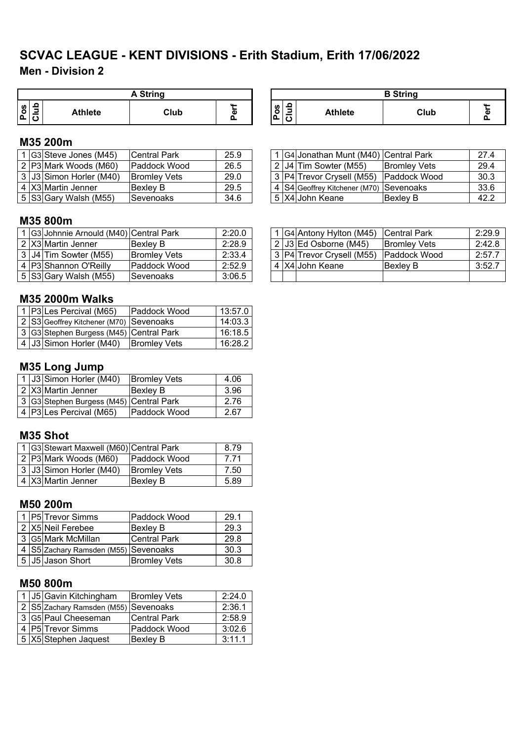# SCVAC LEAGUE - KENT DIVISIONS - Erith Stadium, Erith 17/06/2022

## Men - Division 2

### M35 200m

**A String**

| Pos | Club | Athlete | Club | Perf |
|---|---|---|---|---|
| 1 | G3 | Steve Jones (M45) | Central Park | 25.9 |
| 2 | P3 | Mark Woods (M60) | Paddock Wood | 26.5 |
| 3 | J3 | Simon Horler (M40) | Bromley Vets | 29.0 |
| 4 | X3 | Martin Jenner | Bexley B | 29.5 |
| 5 | S3 | Gary Walsh (M55) | Sevenoaks | 34.6 |

**B String**

| Pos | Club | Athlete | Club | Perf |
|---|---|---|---|---|
| 1 | G4 | Jonathan Munt (M40) | Central Park | 27.4 |
| 2 | J4 | Tim Sowter (M55) | Bromley Vets | 29.4 |
| 3 | P4 | Trevor Crysell (M55) | Paddock Wood | 30.3 |
| 4 | S4 | Geoffrey Kitchener (M70) | Sevenoaks | 33.6 |
| 5 | X4 | John Keane | Bexley B | 42.2 |

### M35 800m

**A String**

| Pos | Club | Athlete | Club | Perf |
|---|---|---|---|---|
| 1 | G3 | Johnnie Arnould (M40) | Central Park | 2:20.0 |
| 2 | X3 | Martin Jenner | Bexley B | 2:28.9 |
| 3 | J4 | Tim Sowter (M55) | Bromley Vets | 2:33.4 |
| 4 | P3 | Shannon O'Reilly | Paddock Wood | 2:52.9 |
| 5 | S3 | Gary Walsh (M55) | Sevenoaks | 3:06.5 |

**B String**

| Pos | Club | Athlete | Club | Perf |
|---|---|---|---|---|
| 1 | G4 | Antony Hylton (M45) | Central Park | 2:29.9 |
| 2 | J3 | Ed Osborne (M45) | Bromley Vets | 2:42.8 |
| 3 | P4 | Trevor Crysell (M55) | Paddock Wood | 2:57.7 |
| 4 | X4 | John Keane | Bexley B | 3:52.7 |

### M35 2000m Walks

| Pos | Club | Athlete | Club | Perf |
|---|---|---|---|---|
| 1 | P3 | Les Percival (M65) | Paddock Wood | 13:57.0 |
| 2 | S3 | Geoffrey Kitchener (M70) | Sevenoaks | 14:03.3 |
| 3 | G3 | Stephen Burgess (M45) | Central Park | 16:18.5 |
| 4 | J3 | Simon Horler (M40) | Bromley Vets | 16:28.2 |

### M35 Long Jump

| Pos | Club | Athlete | Club | Perf |
|---|---|---|---|---|
| 1 | J3 | Simon Horler (M40) | Bromley Vets | 4.06 |
| 2 | X3 | Martin Jenner | Bexley B | 3.96 |
| 3 | G3 | Stephen Burgess (M45) | Central Park | 2.76 |
| 4 | P3 | Les Percival (M65) | Paddock Wood | 2.67 |

### M35 Shot

| Pos | Club | Athlete | Club | Perf |
|---|---|---|---|---|
| 1 | G3 | Stewart Maxwell (M60) | Central Park | 8.79 |
| 2 | P3 | Mark Woods (M60) | Paddock Wood | 7.71 |
| 3 | J3 | Simon Horler (M40) | Bromley Vets | 7.50 |
| 4 | X3 | Martin Jenner | Bexley B | 5.89 |

### M50 200m

| Pos | Club | Athlete | Club | Perf |
|---|---|---|---|---|
| 1 | P5 | Trevor Simms | Paddock Wood | 29.1 |
| 2 | X5 | Neil Ferebee | Bexley B | 29.3 |
| 3 | G5 | Mark McMillan | Central Park | 29.8 |
| 4 | S5 | Zachary Ramsden (M55) | Sevenoaks | 30.3 |
| 5 | J5 | Jason Short | Bromley Vets | 30.8 |

### M50 800m

| Pos | Club | Athlete | Club | Perf |
|---|---|---|---|---|
| 1 | J5 | Gavin Kitchingham | Bromley Vets | 2:24.0 |
| 2 | S5 | Zachary Ramsden (M55) | Sevenoaks | 2:36.1 |
| 3 | G5 | Paul Cheeseman | Central Park | 2:58.9 |
| 4 | P5 | Trevor Simms | Paddock Wood | 3:02.6 |
| 5 | X5 | Stephen Jaquest | Bexley B | 3:11.1 |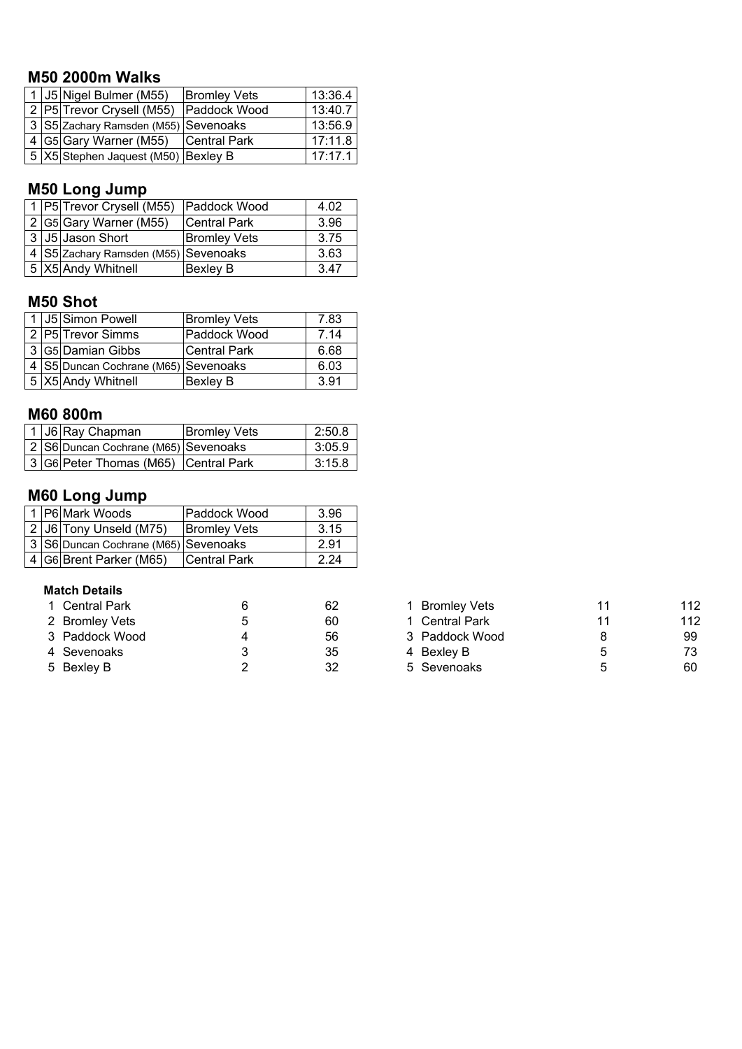## M50 2000m Walks

| | | | | |
|---|---|---|---|---|
| 1 | J5 | Nigel Bulmer (M55) | Bromley Vets | 13:36.4 |
| 2 | P5 | Trevor Crysell (M55) | Paddock Wood | 13:40.7 |
| 3 | S5 | Zachary Ramsden (M55) | Sevenoaks | 13:56.9 |
| 4 | G5 | Gary Warner (M55) | Central Park | 17:11.8 |
| 5 | X5 | Stephen Jaquest (M50) | Bexley B | 17:17.1 |

## M50 Long Jump

| | | | | |
|---|---|---|---|---|
| 1 | P5 | Trevor Crysell (M55) | Paddock Wood | 4.02 |
| 2 | G5 | Gary Warner (M55) | Central Park | 3.96 |
| 3 | J5 | Jason Short | Bromley Vets | 3.75 |
| 4 | S5 | Zachary Ramsden (M55) | Sevenoaks | 3.63 |
| 5 | X5 | Andy Whitnell | Bexley B | 3.47 |

## M50 Shot

| | | | | |
|---|---|---|---|---|
| 1 | J5 | Simon Powell | Bromley Vets | 7.83 |
| 2 | P5 | Trevor Simms | Paddock Wood | 7.14 |
| 3 | G5 | Damian Gibbs | Central Park | 6.68 |
| 4 | S5 | Duncan Cochrane (M65) | Sevenoaks | 6.03 |
| 5 | X5 | Andy Whitnell | Bexley B | 3.91 |

## M60 800m

| | | | | |
|---|---|---|---|---|
| 1 | J6 | Ray Chapman | Bromley Vets | 2:50.8 |
| 2 | S6 | Duncan Cochrane (M65) | Sevenoaks | 3:05.9 |
| 3 | G6 | Peter Thomas (M65) | Central Park | 3:15.8 |

## M60 Long Jump

| | | | | |
|---|---|---|---|---|
| 1 | P6 | Mark Woods | Paddock Wood | 3.96 |
| 2 | J6 | Tony Unseld (M75) | Bromley Vets | 3.15 |
| 3 | S6 | Duncan Cochrane (M65) | Sevenoaks | 2.91 |
| 4 | G6 | Brent Parker (M65) | Central Park | 2.24 |

**Match Details**

| | | | |
|---|---|---|---|
| 1 | Central Park | 6 | 62 |
| 2 | Bromley Vets | 5 | 60 |
| 3 | Paddock Wood | 4 | 56 |
| 4 | Sevenoaks | 3 | 35 |
| 5 | Bexley B | 2 | 32 |

| | | | |
|---|---|---|---|
| 1 | Bromley Vets | 11 | 112 |
| 1 | Central Park | 11 | 112 |
| 3 | Paddock Wood | 8 | 99 |
| 4 | Bexley B | 5 | 73 |
| 5 | Sevenoaks | 5 | 60 |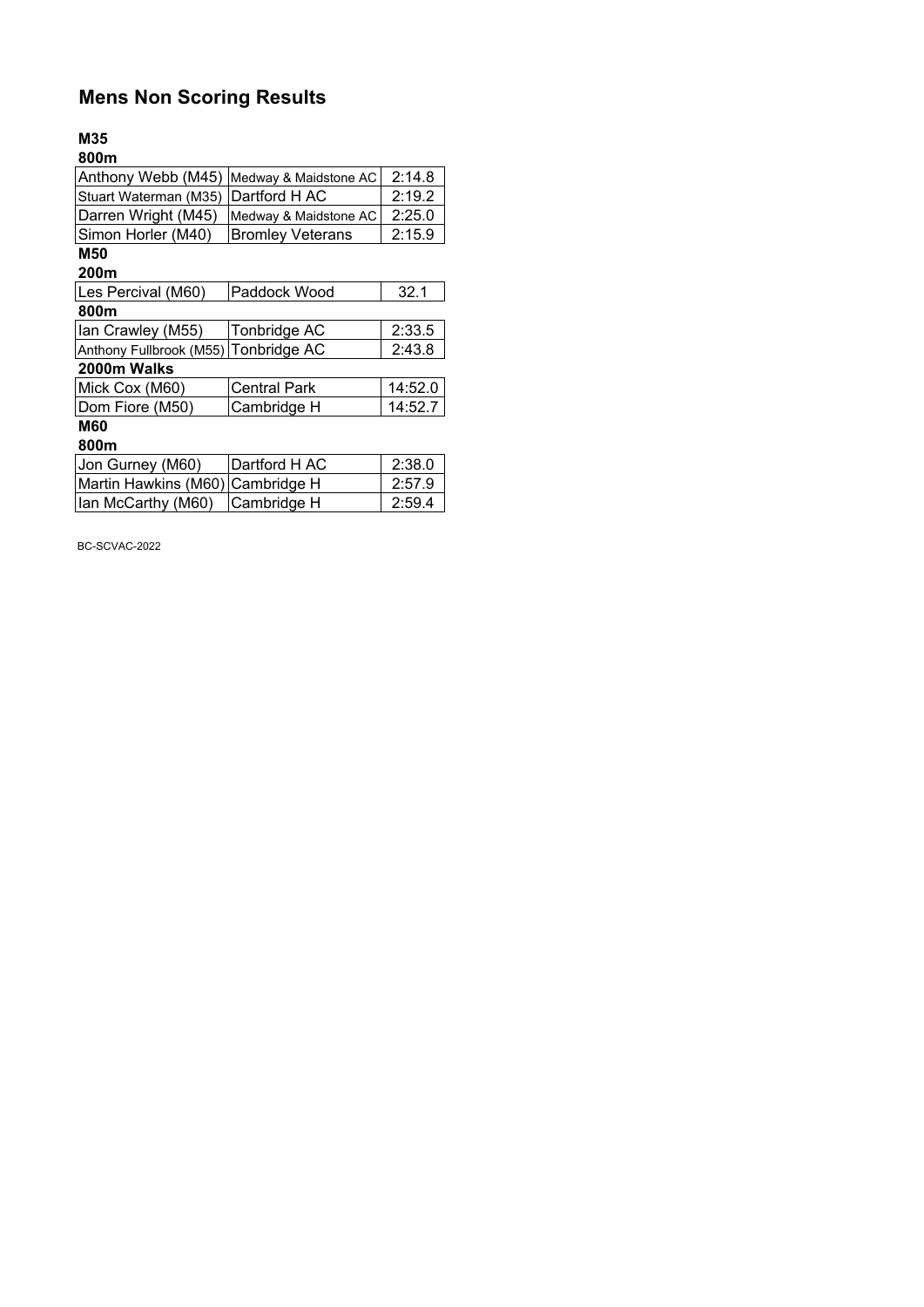# Mens Non Scoring Results

**M35**

**800m**

| | | |
|---|---|---|
| Anthony Webb (M45) | Medway & Maidstone AC | 2:14.8 |
| Stuart Waterman (M35) | Dartford H AC | 2:19.2 |
| Darren Wright (M45) | Medway & Maidstone AC | 2:25.0 |
| Simon Horler (M40) | Bromley Veterans | 2:15.9 |

**M50**

**200m**

| | | |
|---|---|---|
| Les Percival (M60) | Paddock Wood | 32.1 |

**800m**

| | | |
|---|---|---|
| Ian Crawley (M55) | Tonbridge AC | 2:33.5 |
| Anthony Fullbrook (M55) | Tonbridge AC | 2:43.8 |

**2000m Walks**

| | | |
|---|---|---|
| Mick Cox (M60) | Central Park | 14:52.0 |
| Dom Fiore (M50) | Cambridge H | 14:52.7 |

**M60**

**800m**

| | | |
|---|---|---|
| Jon Gurney (M60) | Dartford H AC | 2:38.0 |
| Martin Hawkins (M60) | Cambridge H | 2:57.9 |
| Ian McCarthy (M60) | Cambridge H | 2:59.4 |

BC-SCVAC-2022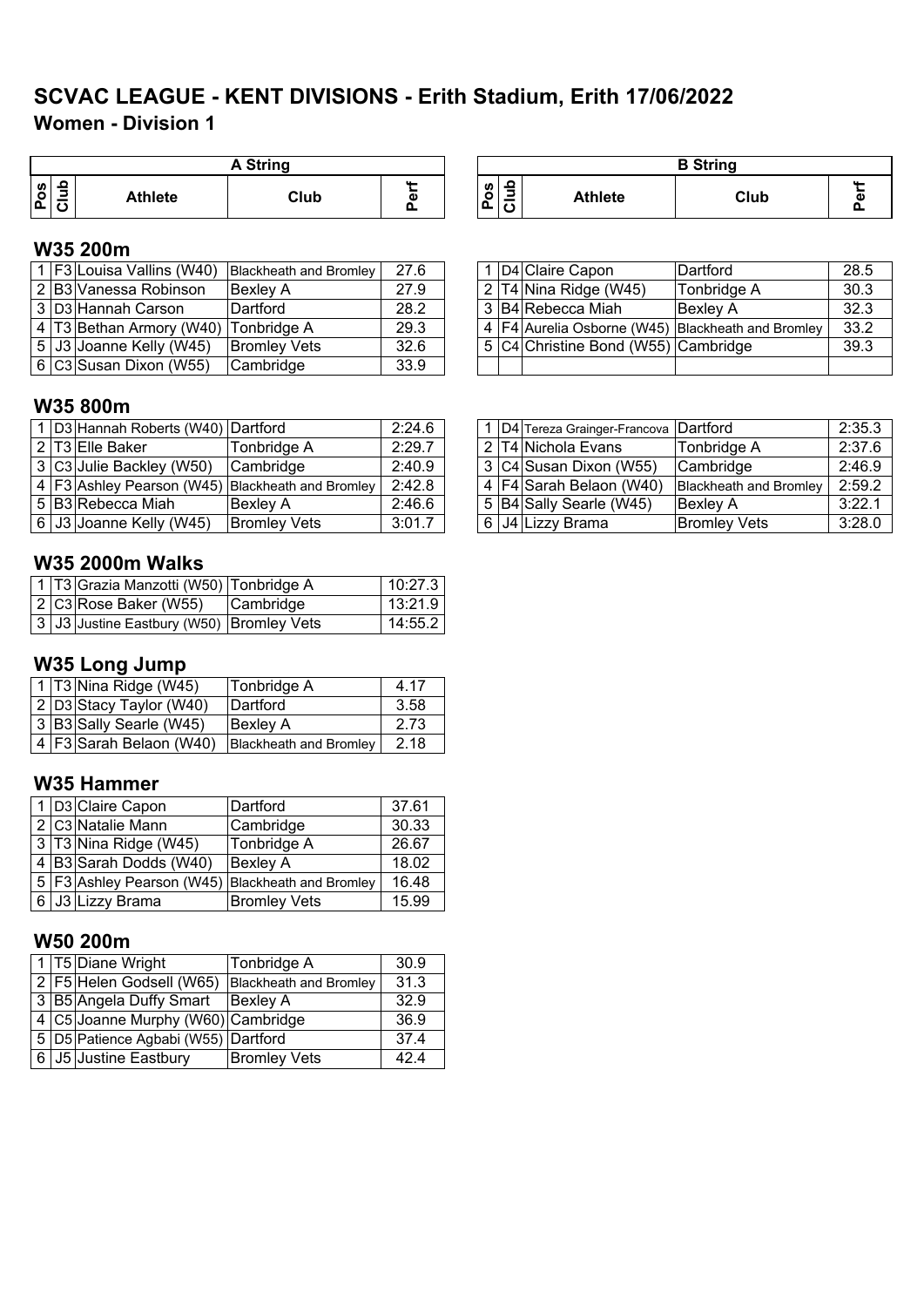# SCVAC LEAGUE - KENT DIVISIONS - Erith Stadium, Erith 17/06/2022

## Women - Division 1

### W35 200m

| A String Pos | Club | Athlete | Club | Perf | B String Pos | Club | Athlete | Club | Perf |
|---|---|---|---|---|---|---|---|---|---|
| 1 | F3 | Louisa Vallins (W40) | Blackheath and Bromley | 27.6 | 1 | D4 | Claire Capon | Dartford | 28.5 |
| 2 | B3 | Vanessa Robinson | Bexley A | 27.9 | 2 | T4 | Nina Ridge (W45) | Tonbridge A | 30.3 |
| 3 | D3 | Hannah Carson | Dartford | 28.2 | 3 | B4 | Rebecca Miah | Bexley A | 32.3 |
| 4 | T3 | Bethan Armory (W40) | Tonbridge A | 29.3 | 4 | F4 | Aurelia Osborne (W45) | Blackheath and Bromley | 33.2 |
| 5 | J3 | Joanne Kelly (W45) | Bromley Vets | 32.6 | 5 | C4 | Christine Bond (W55) | Cambridge | 39.3 |
| 6 | C3 | Susan Dixon (W55) | Cambridge | 33.9 | | | | | |

### W35 800m

| A String Pos | Club | Athlete | Club | Perf | B String Pos | Club | Athlete | Club | Perf |
|---|---|---|---|---|---|---|---|---|---|
| 1 | D3 | Hannah Roberts (W40) | Dartford | 2:24.6 | 1 | D4 | Tereza Grainger-Francova | Dartford | 2:35.3 |
| 2 | T3 | Elle Baker | Tonbridge A | 2:29.7 | 2 | T4 | Nichola Evans | Tonbridge A | 2:37.6 |
| 3 | C3 | Julie Backley (W50) | Cambridge | 2:40.9 | 3 | C4 | Susan Dixon (W55) | Cambridge | 2:46.9 |
| 4 | F3 | Ashley Pearson (W45) | Blackheath and Bromley | 2:42.8 | 4 | F4 | Sarah Belaon (W40) | Blackheath and Bromley | 2:59.2 |
| 5 | B3 | Rebecca Miah | Bexley A | 2:46.6 | 5 | B4 | Sally Searle (W45) | Bexley A | 3:22.1 |
| 6 | J3 | Joanne Kelly (W45) | Bromley Vets | 3:01.7 | 6 | J4 | Lizzy Brama | Bromley Vets | 3:28.0 |

### W35 2000m Walks

| Pos | Club | Athlete | Club | Perf |
|---|---|---|---|---|
| 1 | T3 | Grazia Manzotti (W50) | Tonbridge A | 10:27.3 |
| 2 | C3 | Rose Baker (W55) | Cambridge | 13:21.9 |
| 3 | J3 | Justine Eastbury (W50) | Bromley Vets | 14:55.2 |

### W35 Long Jump

| Pos | Club | Athlete | Club | Perf |
|---|---|---|---|---|
| 1 | T3 | Nina Ridge (W45) | Tonbridge A | 4.17 |
| 2 | D3 | Stacy Taylor (W40) | Dartford | 3.58 |
| 3 | B3 | Sally Searle (W45) | Bexley A | 2.73 |
| 4 | F3 | Sarah Belaon (W40) | Blackheath and Bromley | 2.18 |

### W35 Hammer

| Pos | Club | Athlete | Club | Perf |
|---|---|---|---|---|
| 1 | D3 | Claire Capon | Dartford | 37.61 |
| 2 | C3 | Natalie Mann | Cambridge | 30.33 |
| 3 | T3 | Nina Ridge (W45) | Tonbridge A | 26.67 |
| 4 | B3 | Sarah Dodds (W40) | Bexley A | 18.02 |
| 5 | F3 | Ashley Pearson (W45) | Blackheath and Bromley | 16.48 |
| 6 | J3 | Lizzy Brama | Bromley Vets | 15.99 |

### W50 200m

| Pos | Club | Athlete | Club | Perf |
|---|---|---|---|---|
| 1 | T5 | Diane Wright | Tonbridge A | 30.9 |
| 2 | F5 | Helen Godsell (W65) | Blackheath and Bromley | 31.3 |
| 3 | B5 | Angela Duffy Smart | Bexley A | 32.9 |
| 4 | C5 | Joanne Murphy (W60) | Cambridge | 36.9 |
| 5 | D5 | Patience Agbabi (W55) | Dartford | 37.4 |
| 6 | J5 | Justine Eastbury | Bromley Vets | 42.4 |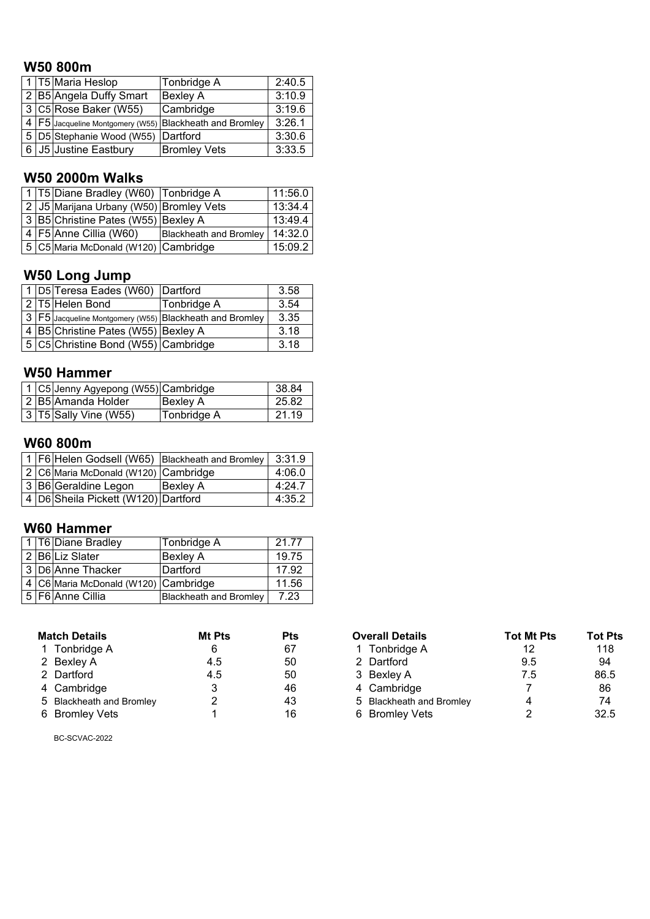## W50 800m

| | | | | |
|---|---|---|---|---|
| 1 | T5 | Maria Heslop | Tonbridge A | 2:40.5 |
| 2 | B5 | Angela Duffy Smart | Bexley A | 3:10.9 |
| 3 | C5 | Rose Baker (W55) | Cambridge | 3:19.6 |
| 4 | F5 | Jacqueline Montgomery (W55) | Blackheath and Bromley | 3:26.1 |
| 5 | D5 | Stephanie Wood (W55) | Dartford | 3:30.6 |
| 6 | J5 | Justine Eastbury | Bromley Vets | 3:33.5 |

## W50 2000m Walks

| | | | | |
|---|---|---|---|---|
| 1 | T5 | Diane Bradley (W60) | Tonbridge A | 11:56.0 |
| 2 | J5 | Marijana Urbany (W50) | Bromley Vets | 13:34.4 |
| 3 | B5 | Christine Pates (W55) | Bexley A | 13:49.4 |
| 4 | F5 | Anne Cillia (W60) | Blackheath and Bromley | 14:32.0 |
| 5 | C5 | Maria McDonald (W120) | Cambridge | 15:09.2 |

## W50 Long Jump

| | | | | |
|---|---|---|---|---|
| 1 | D5 | Teresa Eades (W60) | Dartford | 3.58 |
| 2 | T5 | Helen Bond | Tonbridge A | 3.54 |
| 3 | F5 | Jacqueline Montgomery (W55) | Blackheath and Bromley | 3.35 |
| 4 | B5 | Christine Pates (W55) | Bexley A | 3.18 |
| 5 | C5 | Christine Bond (W55) | Cambridge | 3.18 |

## W50 Hammer

| | | | | |
|---|---|---|---|---|
| 1 | C5 | Jenny Agyepong (W55) | Cambridge | 38.84 |
| 2 | B5 | Amanda Holder | Bexley A | 25.82 |
| 3 | T5 | Sally Vine (W55) | Tonbridge A | 21.19 |

## W60 800m

| | | | | |
|---|---|---|---|---|
| 1 | F6 | Helen Godsell (W65) | Blackheath and Bromley | 3:31.9 |
| 2 | C6 | Maria McDonald (W120) | Cambridge | 4:06.0 |
| 3 | B6 | Geraldine Legon | Bexley A | 4:24.7 |
| 4 | D6 | Sheila Pickett (W120) | Dartford | 4:35.2 |

## W60 Hammer

| | | | | |
|---|---|---|---|---|
| 1 | T6 | Diane Bradley | Tonbridge A | 21.77 |
| 2 | B6 | Liz Slater | Bexley A | 19.75 |
| 3 | D6 | Anne Thacker | Dartford | 17.92 |
| 4 | C6 | Maria McDonald (W120) | Cambridge | 11.56 |
| 5 | F6 | Anne Cillia | Blackheath and Bromley | 7.23 |

| Match Details | | Mt Pts | Pts |
|---|---|---|---|
| 1 | Tonbridge A | 6 | 67 |
| 2 | Bexley A | 4.5 | 50 |
| 2 | Dartford | 4.5 | 50 |
| 4 | Cambridge | 3 | 46 |
| 5 | Blackheath and Bromley | 2 | 43 |
| 6 | Bromley Vets | 1 | 16 |

| Overall Details | | Tot Mt Pts | Tot Pts |
|---|---|---|---|
| 1 | Tonbridge A | 12 | 118 |
| 2 | Dartford | 9.5 | 94 |
| 3 | Bexley A | 7.5 | 86.5 |
| 4 | Cambridge | 7 | 86 |
| 5 | Blackheath and Bromley | 4 | 74 |
| 6 | Bromley Vets | 2 | 32.5 |

BC-SCVAC-2022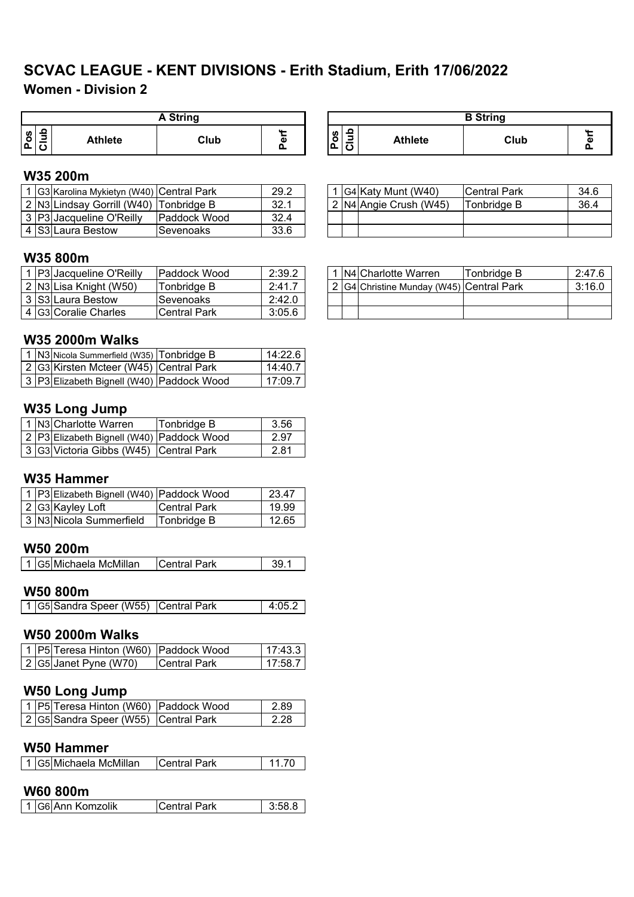# SCVAC LEAGUE - KENT DIVISIONS - Erith Stadium, Erith 17/06/2022

## Women - Division 2

### W35 200m

**A String**

| Pos | Club | Athlete | Club | Perf |
|---|---|---|---|---|
| 1 | G3 | Karolina Mykietyn (W40) | Central Park | 29.2 |
| 2 | N3 | Lindsay Gorrill (W40) | Tonbridge B | 32.1 |
| 3 | P3 | Jacqueline O'Reilly | Paddock Wood | 32.4 |
| 4 | S3 | Laura Bestow | Sevenoaks | 33.6 |

**B String**

| Pos | Club | Athlete | Club | Perf |
|---|---|---|---|---|
| 1 | G4 | Katy Munt (W40) | Central Park | 34.6 |
| 2 | N4 | Angie Crush (W45) | Tonbridge B | 36.4 |

### W35 800m

**A String**

| Pos | Club | Athlete | Club | Perf |
|---|---|---|---|---|
| 1 | P3 | Jacqueline O'Reilly | Paddock Wood | 2:39.2 |
| 2 | N3 | Lisa Knight (W50) | Tonbridge B | 2:41.7 |
| 3 | S3 | Laura Bestow | Sevenoaks | 2:42.0 |
| 4 | G3 | Coralie Charles | Central Park | 3:05.6 |

**B String**

| Pos | Club | Athlete | Club | Perf |
|---|---|---|---|---|
| 1 | N4 | Charlotte Warren | Tonbridge B | 2:47.6 |
| 2 | G4 | Christine Munday (W45) | Central Park | 3:16.0 |

### W35 2000m Walks

| Pos | Club | Athlete | Club | Perf |
|---|---|---|---|---|
| 1 | N3 | Nicola Summerfield (W35) | Tonbridge B | 14:22.6 |
| 2 | G3 | Kirsten Mcteer (W45) | Central Park | 14:40.7 |
| 3 | P3 | Elizabeth Bignell (W40) | Paddock Wood | 17:09.7 |

### W35 Long Jump

| Pos | Club | Athlete | Club | Perf |
|---|---|---|---|---|
| 1 | N3 | Charlotte Warren | Tonbridge B | 3.56 |
| 2 | P3 | Elizabeth Bignell (W40) | Paddock Wood | 2.97 |
| 3 | G3 | Victoria Gibbs (W45) | Central Park | 2.81 |

### W35 Hammer

| Pos | Club | Athlete | Club | Perf |
|---|---|---|---|---|
| 1 | P3 | Elizabeth Bignell (W40) | Paddock Wood | 23.47 |
| 2 | G3 | Kayley Loft | Central Park | 19.99 |
| 3 | N3 | Nicola Summerfield | Tonbridge B | 12.65 |

### W50 200m

| Pos | Club | Athlete | Club | Perf |
|---|---|---|---|---|
| 1 | G5 | Michaela McMillan | Central Park | 39.1 |

### W50 800m

| Pos | Club | Athlete | Club | Perf |
|---|---|---|---|---|
| 1 | G5 | Sandra Speer (W55) | Central Park | 4:05.2 |

### W50 2000m Walks

| Pos | Club | Athlete | Club | Perf |
|---|---|---|---|---|
| 1 | P5 | Teresa Hinton (W60) | Paddock Wood | 17:43.3 |
| 2 | G5 | Janet Pyne (W70) | Central Park | 17:58.7 |

### W50 Long Jump

| Pos | Club | Athlete | Club | Perf |
|---|---|---|---|---|
| 1 | P5 | Teresa Hinton (W60) | Paddock Wood | 2.89 |
| 2 | G5 | Sandra Speer (W55) | Central Park | 2.28 |

### W50 Hammer

| Pos | Club | Athlete | Club | Perf |
|---|---|---|---|---|
| 1 | G5 | Michaela McMillan | Central Park | 11.70 |

### W60 800m

| Pos | Club | Athlete | Club | Perf |
|---|---|---|---|---|
| 1 | G6 | Ann Komzolik | Central Park | 3:58.8 |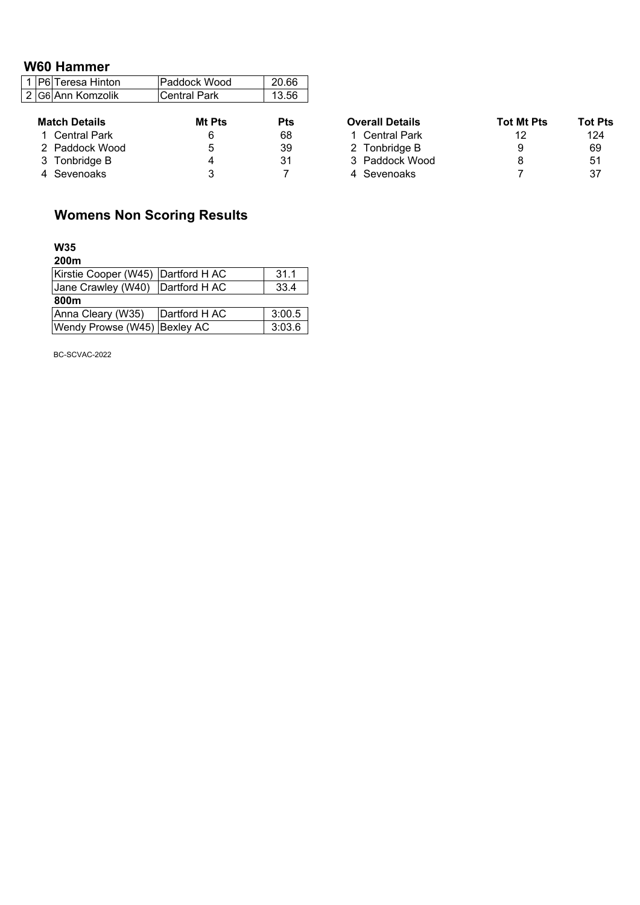## W60 Hammer

| | | | | |
|---|---|---|---|---|
| 1 | P6 | Teresa Hinton | Paddock Wood | 20.66 |
| 2 | G6 | Ann Komzolik | Central Park | 13.56 |

| Match Details | Mt Pts | Pts |
|---|---|---|
| 1 Central Park | 6 | 68 |
| 2 Paddock Wood | 5 | 39 |
| 3 Tonbridge B | 4 | 31 |
| 4 Sevenoaks | 3 | 7 |

| Overall Details | Tot Mt Pts | Tot Pts |
|---|---|---|
| 1 Central Park | 12 | 124 |
| 2 Tonbridge B | 9 | 69 |
| 3 Paddock Wood | 8 | 51 |
| 4 Sevenoaks | 7 | 37 |

## Womens Non Scoring Results

**W35**

**200m**

| | | |
|---|---|---|
| Kirstie Cooper (W45) | Dartford H AC | 31.1 |
| Jane Crawley (W40) | Dartford H AC | 33.4 |

**800m**

| | | |
|---|---|---|
| Anna Cleary (W35) | Dartford H AC | 3:00.5 |
| Wendy Prowse (W45) | Bexley AC | 3:03.6 |

BC-SCVAC-2022